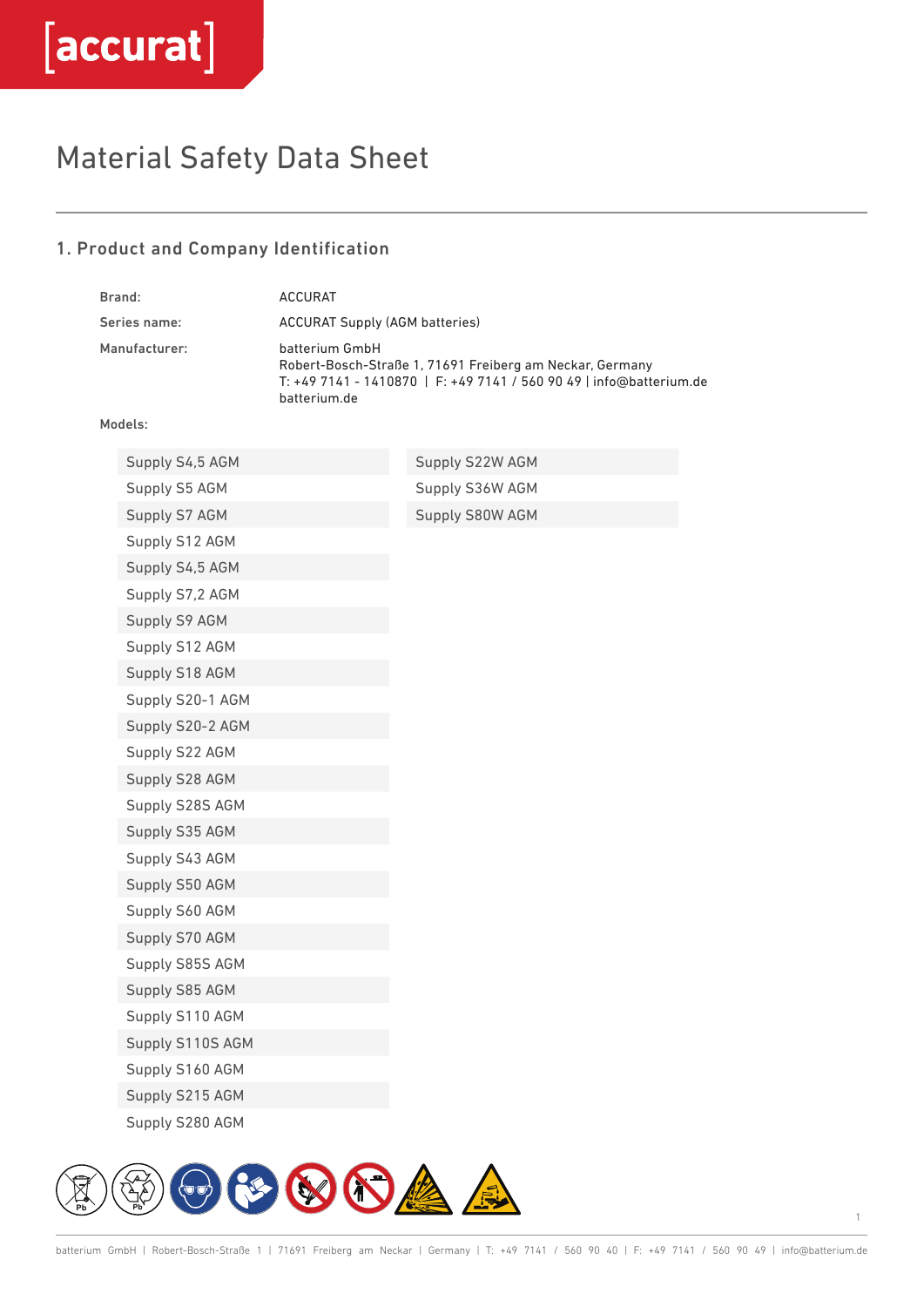# Material Safety Data Sheet

## 1. Product and Company Identification

| | |
|---|---|
| **Brand:** | ACCURAT |
| **Series name:** | ACCURAT Supply (AGM batteries) |
| **Manufacturer:** | batterium GmbH<br>Robert-Bosch-Straße 1, 71691 Freiberg am Neckar, Germany<br>T: +49 7141 - 1410870 \| F: +49 7141 / 560 90 49 \| info@batterium.de<br>batterium.de |

**Models:**

- Supply S4,5 AGM
- Supply S5 AGM
- Supply S7 AGM
- Supply S12 AGM
- Supply S4,5 AGM
- Supply S7,2 AGM
- Supply S9 AGM
- Supply S12 AGM
- Supply S18 AGM
- Supply S20-1 AGM
- Supply S20-2 AGM
- Supply S22 AGM
- Supply S28 AGM
- Supply S28S AGM
- Supply S35 AGM
- Supply S43 AGM
- Supply S50 AGM
- Supply S60 AGM
- Supply S70 AGM
- Supply S85S AGM
- Supply S85 AGM
- Supply S110 AGM
- Supply S110S AGM
- Supply S160 AGM
- Supply S215 AGM
- Supply S280 AGM
- Supply S22W AGM
- Supply S36W AGM
- Supply S80W AGM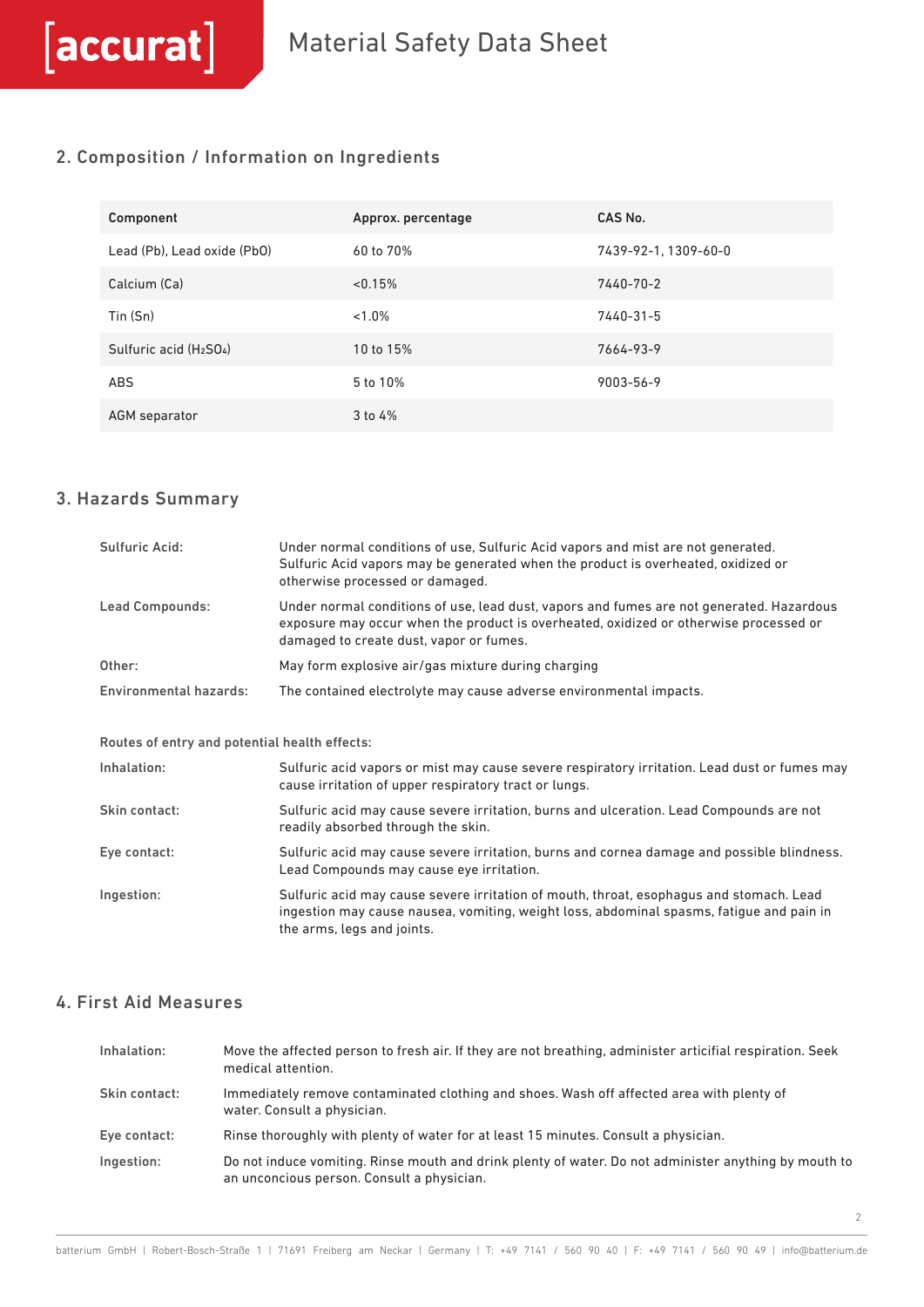## 2. Composition / Information on Ingredients

| Component | Approx. percentage | CAS No. |
|---|---|---|
| Lead (Pb), Lead oxide (PbO) | 60 to 70% | 7439-92-1, 1309-60-0 |
| Calcium (Ca) | <0.15% | 7440-70-2 |
| Tin (Sn) | <1.0% | 7440-31-5 |
| Sulfuric acid ($H_2SO_4$) | 10 to 15% | 7664-93-9 |
| ABS | 5 to 10% | 9003-56-9 |
| AGM separator | 3 to 4% | |

## 3. Hazards Summary

**Sulfuric Acid:** Under normal conditions of use, Sulfuric Acid vapors and mist are not generated. Sulfuric Acid vapors may be generated when the product is overheated, oxidized or otherwise processed or damaged.

**Lead Compounds:** Under normal conditions of use, lead dust, vapors and fumes are not generated. Hazardous exposure may occur when the product is overheated, oxidized or otherwise processed or damaged to create dust, vapor or fumes.

**Other:** May form explosive air/gas mixture during charging

**Environmental hazards:** The contained electrolyte may cause adverse environmental impacts.

**Routes of entry and potential health effects:**

**Inhalation:** Sulfuric acid vapors or mist may cause severe respiratory irritation. Lead dust or fumes may cause irritation of upper respiratory tract or lungs.

**Skin contact:** Sulfuric acid may cause severe irritation, burns and ulceration. Lead Compounds are not readily absorbed through the skin.

**Eye contact:** Sulfuric acid may cause severe irritation, burns and cornea damage and possible blindness. Lead Compounds may cause eye irritation.

**Ingestion:** Sulfuric acid may cause severe irritation of mouth, throat, esophagus and stomach. Lead ingestion may cause nausea, vomiting, weight loss, abdominal spasms, fatigue and pain in the arms, legs and joints.

## 4. First Aid Measures

**Inhalation:** Move the affected person to fresh air. If they are not breathing, administer artificial respiration. Seek medical attention.

**Skin contact:** Immediately remove contaminated clothing and shoes. Wash off affected area with plenty of water. Consult a physician.

**Eye contact:** Rinse thoroughly with plenty of water for at least 15 minutes. Consult a physician.

**Ingestion:** Do not induce vomiting. Rinse mouth and drink plenty of water. Do not administer anything by mouth to an unconcious person. Consult a physician.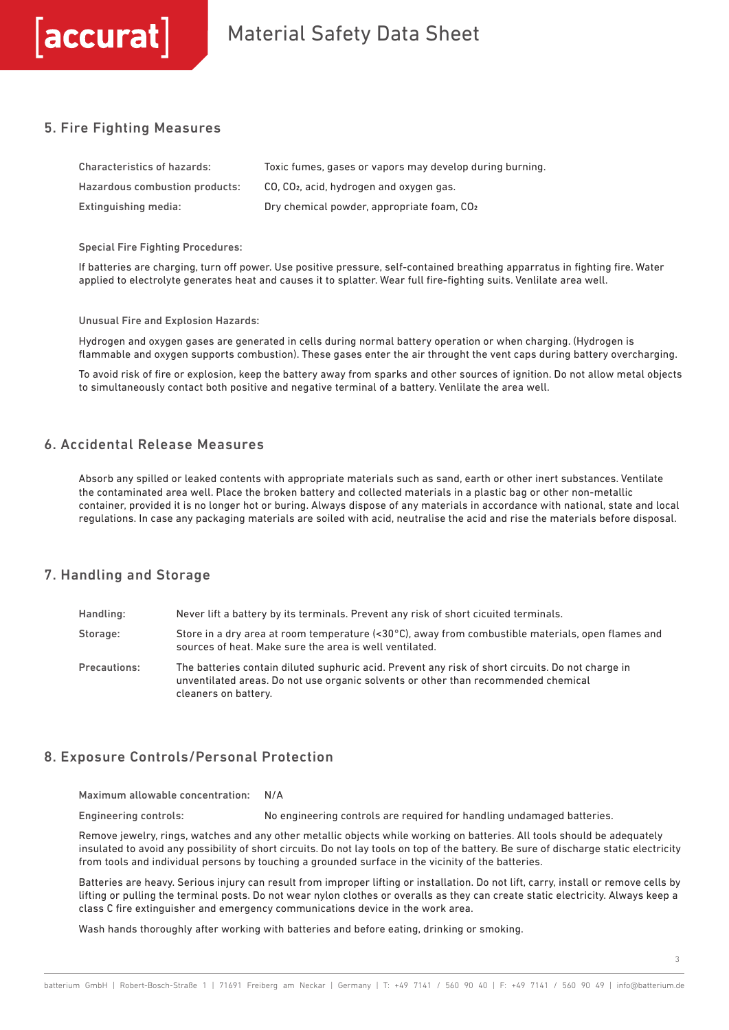## 5. Fire Fighting Measures

| | |
|---|---|
| Characteristics of hazards: | Toxic fumes, gases or vapors may develop during burning. |
| Hazardous combustion products: | CO, $CO_2$, acid, hydrogen and oxygen gas. |
| Extinguishing media: | Dry chemical powder, appropriate foam, $CO_2$ |

Special Fire Fighting Procedures:

If batteries are charging, turn off power. Use positive pressure, self-contained breathing apparratus in fighting fire. Water applied to electrolyte generates heat and causes it to splatter. Wear full fire-fighting suits. Venlilate area well.

Unusual Fire and Explosion Hazards:

Hydrogen and oxygen gases are generated in cells during normal battery operation or when charging. (Hydrogen is flammable and oxygen supports combustion). These gases enter the air throught the vent caps during battery overcharging.

To avoid risk of fire or explosion, keep the battery away from sparks and other sources of ignition. Do not allow metal objects to simultaneously contact both positive and negative terminal of a battery. Venlilate the area well.

## 6. Accidental Release Measures

Absorb any spilled or leaked contents with appropriate materials such as sand, earth or other inert substances. Ventilate the contaminated area well. Place the broken battery and collected materials in a plastic bag or other non-metallic container, provided it is no longer hot or buring. Always dispose of any materials in accordance with national, state and local regulations. In case any packaging materials are soiled with acid, neutralise the acid and rise the materials before disposal.

## 7. Handling and Storage

| | |
|---|---|
| Handling: | Never lift a battery by its terminals. Prevent any risk of short cicuited terminals. |
| Storage: | Store in a dry area at room temperature (<30°C), away from combustible materials, open flames and sources of heat. Make sure the area is well ventilated. |
| Precautions: | The batteries contain diluted suphuric acid. Prevent any risk of short circuits. Do not charge in unventilated areas. Do not use organic solvents or other than recommended chemical cleaners on battery. |

## 8. Exposure Controls/Personal Protection

| | |
|---|---|
| Maximum allowable concentration: | N/A |
| Engineering controls: | No engineering controls are required for handling undamaged batteries. |

Remove jewelry, rings, watches and any other metallic objects while working on batteries. All tools should be adequately insulated to avoid any possibility of short circuits. Do not lay tools on top of the battery. Be sure of discharge static electricity from tools and individual persons by touching a grounded surface in the vicinity of the batteries.

Batteries are heavy. Serious injury can result from improper lifting or installation. Do not lift, carry, install or remove cells by lifting or pulling the terminal posts. Do not wear nylon clothes or overalls as they can create static electricity. Always keep a class C fire extinguisher and emergency communications device in the work area.

Wash hands thoroughly after working with batteries and before eating, drinking or smoking.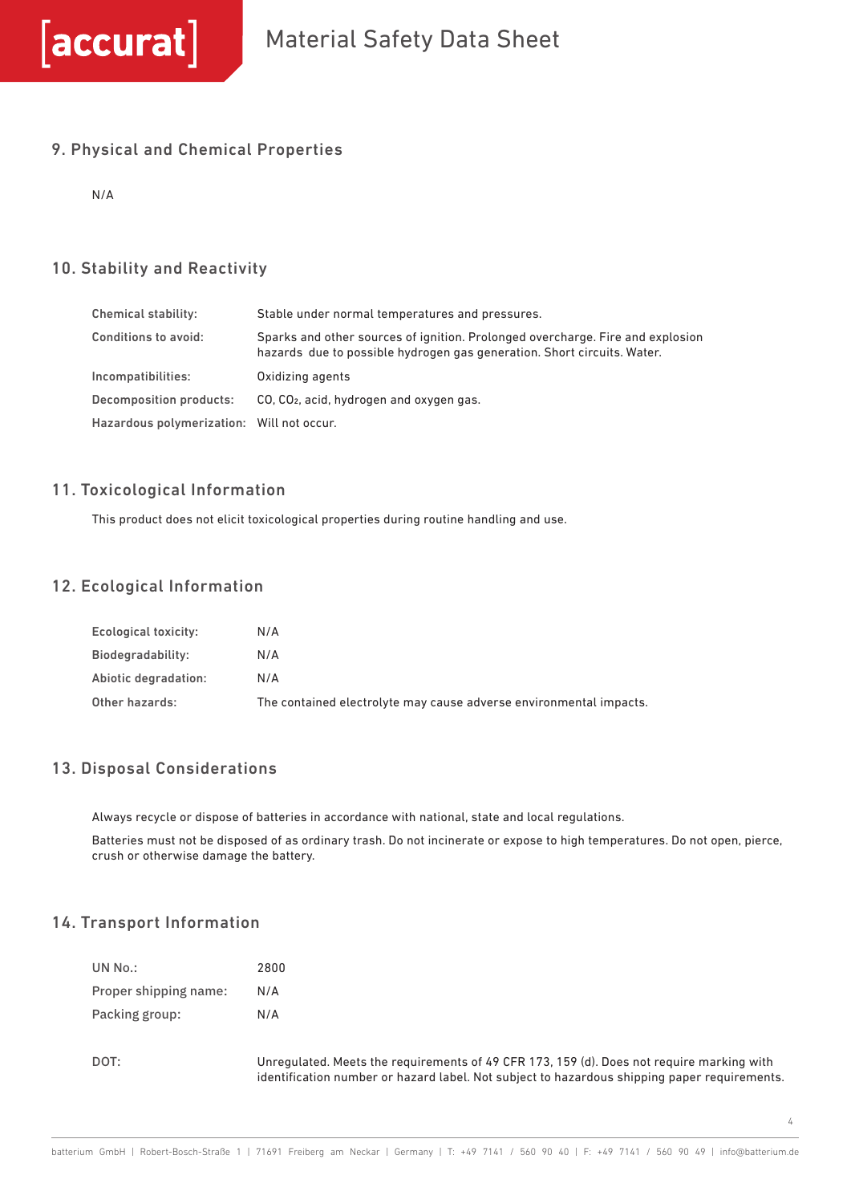## 9. Physical and Chemical Properties

N/A

## 10. Stability and Reactivity

| | |
|---|---|
| **Chemical stability:** | Stable under normal temperatures and pressures. |
| **Conditions to avoid:** | Sparks and other sources of ignition. Prolonged overcharge. Fire and explosion hazards due to possible hydrogen gas generation. Short circuits. Water. |
| **Incompatibilities:** | Oxidizing agents |
| **Decomposition products:** | CO, $CO_2$, acid, hydrogen and oxygen gas. |
| **Hazardous polymerization:** | Will not occur. |

## 11. Toxicological Information

This product does not elicit toxicological properties during routine handling and use.

## 12. Ecological Information

| | |
|---|---|
| **Ecological toxicity:** | N/A |
| **Biodegradability:** | N/A |
| **Abiotic degradation:** | N/A |
| **Other hazards:** | The contained electrolyte may cause adverse environmental impacts. |

## 13. Disposal Considerations

Always recycle or dispose of batteries in accordance with national, state and local regulations.

Batteries must not be disposed of as ordinary trash. Do not incinerate or expose to high temperatures. Do not open, pierce, crush or otherwise damage the battery.

## 14. Transport Information

| | |
|---|---|
| UN No.: | 2800 |
| Proper shipping name: | N/A |
| Packing group: | N/A |

| | |
|---|---|
| DOT: | Unregulated. Meets the requirements of 49 CFR 173, 159 (d). Does not require marking with identification number or hazard label. Not subject to hazardous shipping paper requirements. |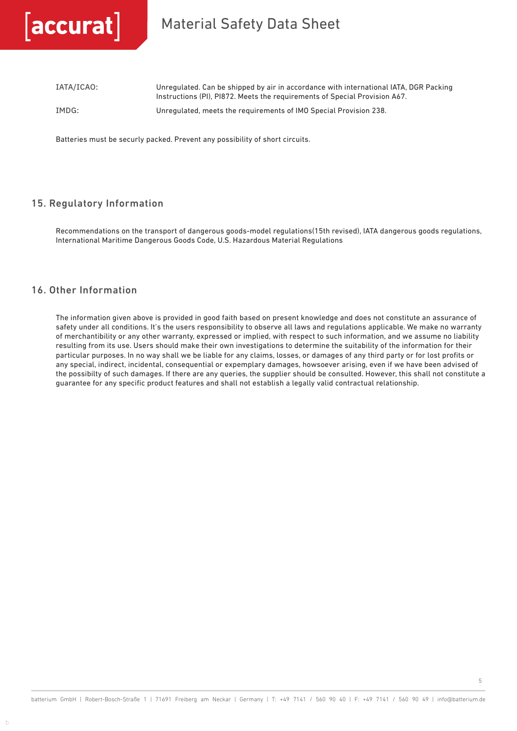| | |
|---|---|
| IATA/ICAO: | Unregulated. Can be shipped by air in accordance with international IATA, DGR Packing Instructions (PI), PI872. Meets the requirements of Special Provision A67. |
| IMDG: | Unregulated, meets the requirements of IMO Special Provision 238. |

Batteries must be securly packed. Prevent any possibility of short circuits.

## 15. Regulatory Information

Recommendations on the transport of dangerous goods-model regulations(15th revised), IATA dangerous goods regulations, International Maritime Dangerous Goods Code, U.S. Hazardous Material Regulations

## 16. Other Information

The information given above is provided in good faith based on present knowledge and does not constitute an assurance of safety under all conditions. It's the users responsibility to observe all laws and regulations applicable. We make no warranty of merchantibility or any other warranty, expressed or implied, with respect to such information, and we assume no liability resulting from its use. Users should make their own investigations to determine the suitability of the information for their particular purposes. In no way shall we be liable for any claims, losses, or damages of any third party or for lost profits or any special, indirect, incidental, consequential or expemplary damages, howsoever arising, even if we have been advised of the possibilty of such damages. If there are any queries, the supplier should be consulted. However, this shall not constitute a guarantee for any specific product features and shall not establish a legally valid contractual relationship.